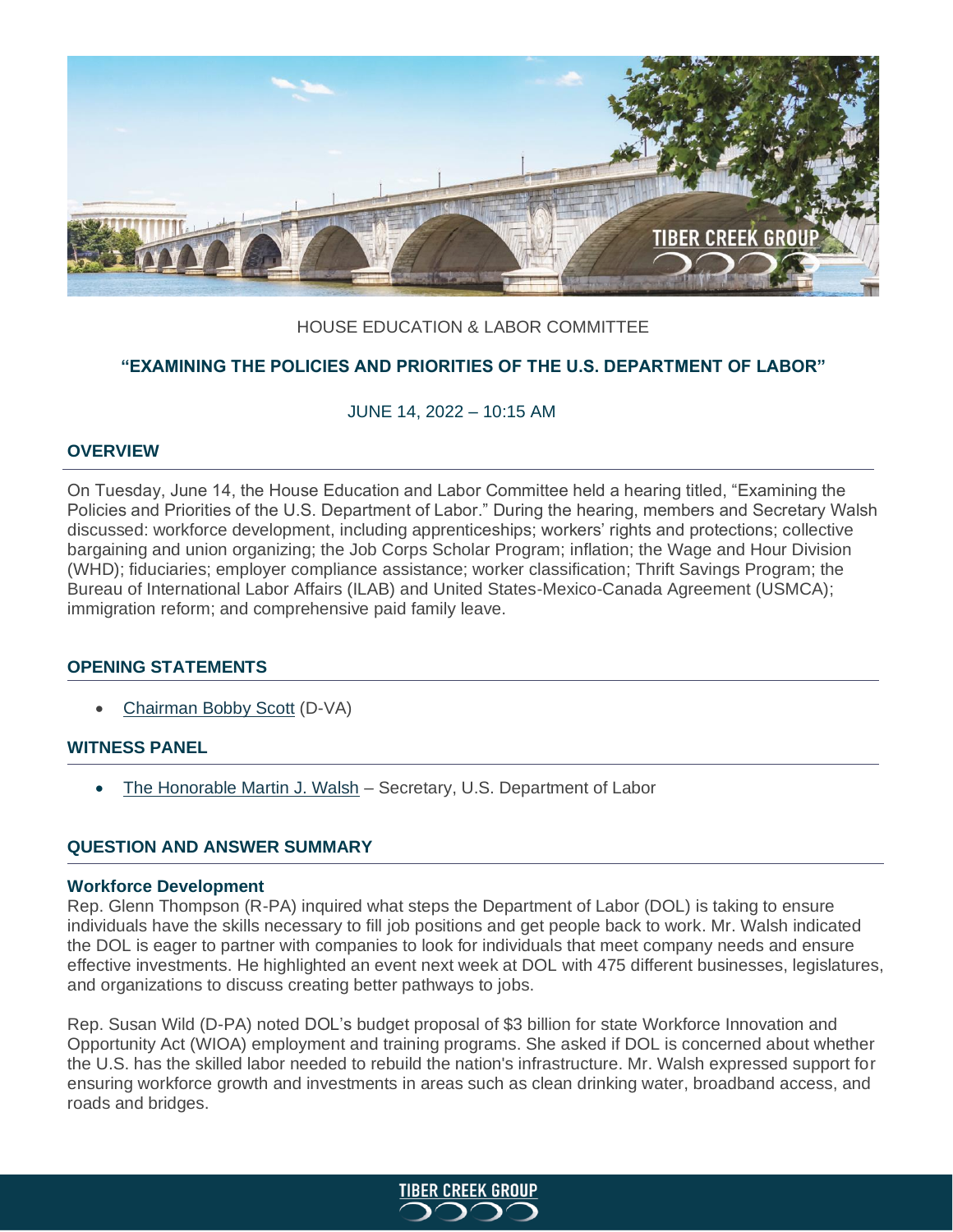HOUSE EDUCATION & LABOR COMMITTEE

## "EXAMINING THE POLICIES AND PRIORITIES OF THE U.S. DEPARTMENT OF LABOR"

JUNE 14, 2022 – 10:15 AM

### OVERVIEW

On Tuesday, June 14, the House Education and Labor Committee held a hearing titled, "Examining the Policies and Priorities of the U.S. Department of Labor." During the hearing, members and Secretary Walsh discussed: workforce development, including apprenticeships; workers' rights and protections; collective bargaining and union organizing; the Job Corps Scholar Program; inflation; the Wage and Hour Division (WHD); fiduciaries; employer compliance assistance; worker classification; Thrift Savings Program; the Bureau of International Labor Affairs (ILAB) and United States-Mexico-Canada Agreement (USMCA); immigration reform; and comprehensive paid family leave.

### OPENING STATEMENTS

- Chairman Bobby Scott (D-VA)

### WITNESS PANEL

- The Honorable Martin J. Walsh – Secretary, U.S. Department of Labor

### QUESTION AND ANSWER SUMMARY

**Workforce Development**

Rep. Glenn Thompson (R-PA) inquired what steps the Department of Labor (DOL) is taking to ensure individuals have the skills necessary to fill job positions and get people back to work. Mr. Walsh indicated the DOL is eager to partner with companies to look for individuals that meet company needs and ensure effective investments. He highlighted an event next week at DOL with 475 different businesses, legislatures, and organizations to discuss creating better pathways to jobs.

Rep. Susan Wild (D-PA) noted DOL's budget proposal of $3 billion for state Workforce Innovation and Opportunity Act (WIOA) employment and training programs. She asked if DOL is concerned about whether the U.S. has the skilled labor needed to rebuild the nation's infrastructure. Mr. Walsh expressed support for ensuring workforce growth and investments in areas such as clean drinking water, broadband access, and roads and bridges.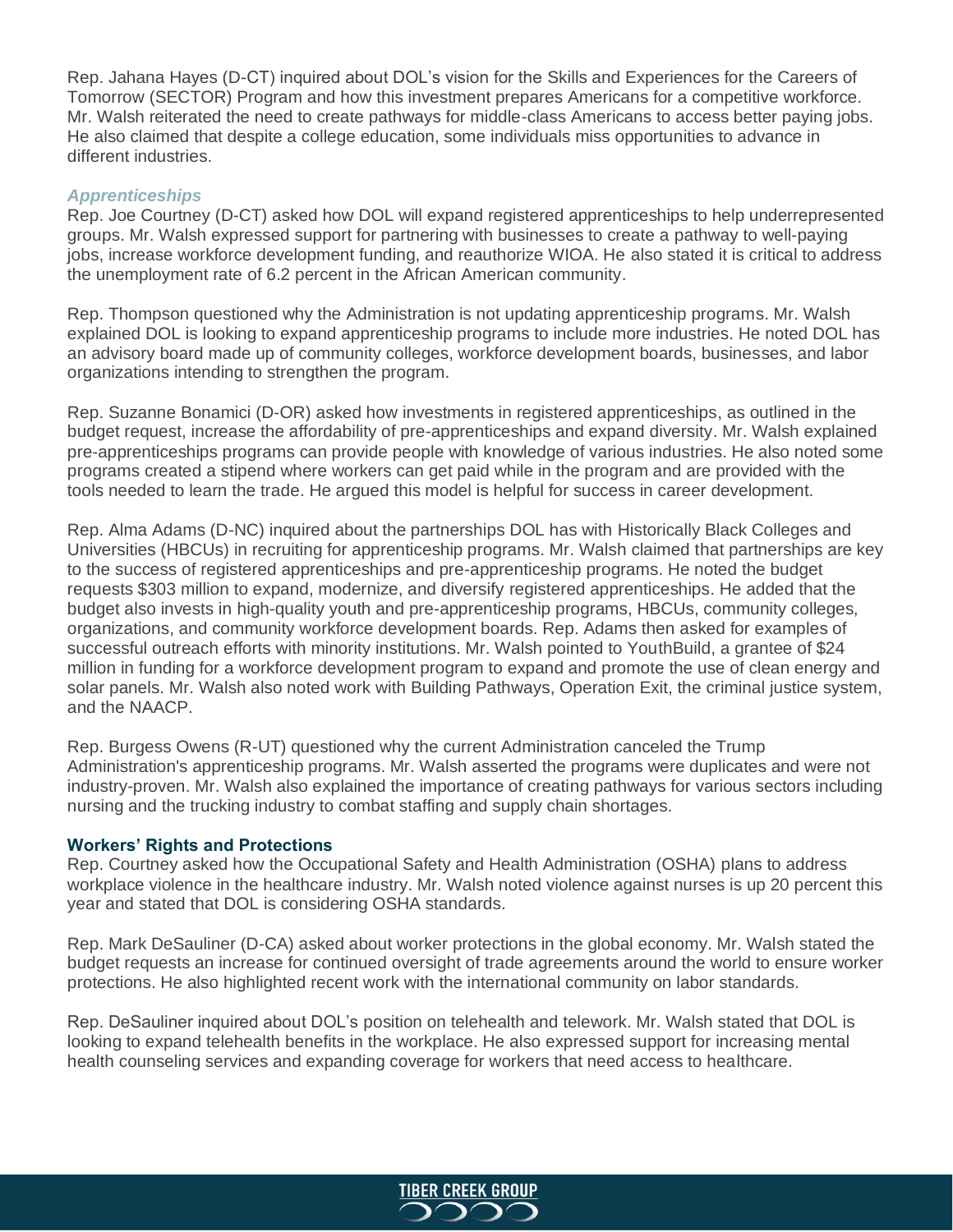Rep. Jahana Hayes (D-CT) inquired about DOL's vision for the Skills and Experiences for the Careers of Tomorrow (SECTOR) Program and how this investment prepares Americans for a competitive workforce. Mr. Walsh reiterated the need to create pathways for middle-class Americans to access better paying jobs. He also claimed that despite a college education, some individuals miss opportunities to advance in different industries.

### *Apprenticeships*

Rep. Joe Courtney (D-CT) asked how DOL will expand registered apprenticeships to help underrepresented groups. Mr. Walsh expressed support for partnering with businesses to create a pathway to well-paying jobs, increase workforce development funding, and reauthorize WIOA. He also stated it is critical to address the unemployment rate of 6.2 percent in the African American community.

Rep. Thompson questioned why the Administration is not updating apprenticeship programs. Mr. Walsh explained DOL is looking to expand apprenticeship programs to include more industries. He noted DOL has an advisory board made up of community colleges, workforce development boards, businesses, and labor organizations intending to strengthen the program.

Rep. Suzanne Bonamici (D-OR) asked how investments in registered apprenticeships, as outlined in the budget request, increase the affordability of pre-apprenticeships and expand diversity. Mr. Walsh explained pre-apprenticeships programs can provide people with knowledge of various industries. He also noted some programs created a stipend where workers can get paid while in the program and are provided with the tools needed to learn the trade. He argued this model is helpful for success in career development.

Rep. Alma Adams (D-NC) inquired about the partnerships DOL has with Historically Black Colleges and Universities (HBCUs) in recruiting for apprenticeship programs. Mr. Walsh claimed that partnerships are key to the success of registered apprenticeships and pre-apprenticeship programs. He noted the budget requests $303 million to expand, modernize, and diversify registered apprenticeships. He added that the budget also invests in high-quality youth and pre-apprenticeship programs, HBCUs, community colleges, organizations, and community workforce development boards. Rep. Adams then asked for examples of successful outreach efforts with minority institutions. Mr. Walsh pointed to YouthBuild, a grantee of $24 million in funding for a workforce development program to expand and promote the use of clean energy and solar panels. Mr. Walsh also noted work with Building Pathways, Operation Exit, the criminal justice system, and the NAACP.

Rep. Burgess Owens (R-UT) questioned why the current Administration canceled the Trump Administration's apprenticeship programs. Mr. Walsh asserted the programs were duplicates and were not industry-proven. Mr. Walsh also explained the importance of creating pathways for various sectors including nursing and the trucking industry to combat staffing and supply chain shortages.

## Workers' Rights and Protections

Rep. Courtney asked how the Occupational Safety and Health Administration (OSHA) plans to address workplace violence in the healthcare industry. Mr. Walsh noted violence against nurses is up 20 percent this year and stated that DOL is considering OSHA standards.

Rep. Mark DeSauliner (D-CA) asked about worker protections in the global economy. Mr. Walsh stated the budget requests an increase for continued oversight of trade agreements around the world to ensure worker protections. He also highlighted recent work with the international community on labor standards.

Rep. DeSauliner inquired about DOL's position on telehealth and telework. Mr. Walsh stated that DOL is looking to expand telehealth benefits in the workplace. He also expressed support for increasing mental health counseling services and expanding coverage for workers that need access to healthcare.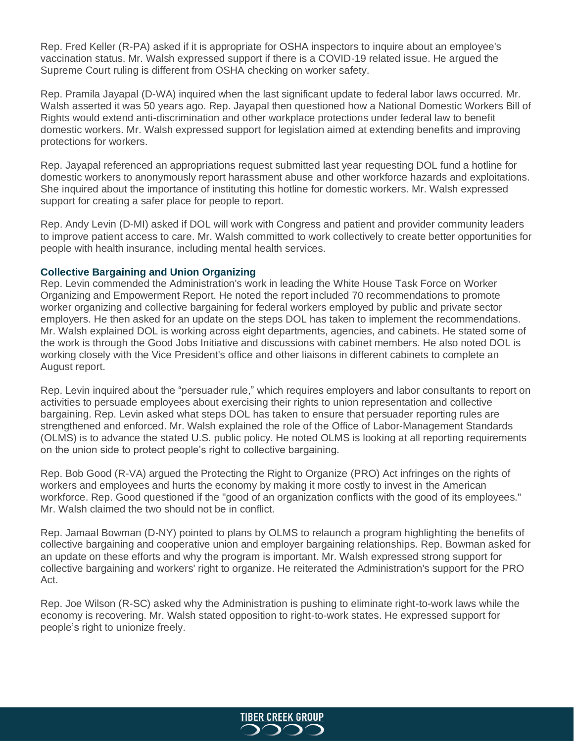Rep. Fred Keller (R-PA) asked if it is appropriate for OSHA inspectors to inquire about an employee's vaccination status. Mr. Walsh expressed support if there is a COVID-19 related issue. He argued the Supreme Court ruling is different from OSHA checking on worker safety.

Rep. Pramila Jayapal (D-WA) inquired when the last significant update to federal labor laws occurred. Mr. Walsh asserted it was 50 years ago. Rep. Jayapal then questioned how a National Domestic Workers Bill of Rights would extend anti-discrimination and other workplace protections under federal law to benefit domestic workers. Mr. Walsh expressed support for legislation aimed at extending benefits and improving protections for workers.

Rep. Jayapal referenced an appropriations request submitted last year requesting DOL fund a hotline for domestic workers to anonymously report harassment abuse and other workforce hazards and exploitations. She inquired about the importance of instituting this hotline for domestic workers. Mr. Walsh expressed support for creating a safer place for people to report.

Rep. Andy Levin (D-MI) asked if DOL will work with Congress and patient and provider community leaders to improve patient access to care. Mr. Walsh committed to work collectively to create better opportunities for people with health insurance, including mental health services.

### Collective Bargaining and Union Organizing

Rep. Levin commended the Administration's work in leading the White House Task Force on Worker Organizing and Empowerment Report. He noted the report included 70 recommendations to promote worker organizing and collective bargaining for federal workers employed by public and private sector employers. He then asked for an update on the steps DOL has taken to implement the recommendations. Mr. Walsh explained DOL is working across eight departments, agencies, and cabinets. He stated some of the work is through the Good Jobs Initiative and discussions with cabinet members. He also noted DOL is working closely with the Vice President's office and other liaisons in different cabinets to complete an August report.

Rep. Levin inquired about the "persuader rule," which requires employers and labor consultants to report on activities to persuade employees about exercising their rights to union representation and collective bargaining. Rep. Levin asked what steps DOL has taken to ensure that persuader reporting rules are strengthened and enforced. Mr. Walsh explained the role of the Office of Labor-Management Standards (OLMS) is to advance the stated U.S. public policy. He noted OLMS is looking at all reporting requirements on the union side to protect people's right to collective bargaining.

Rep. Bob Good (R-VA) argued the Protecting the Right to Organize (PRO) Act infringes on the rights of workers and employees and hurts the economy by making it more costly to invest in the American workforce. Rep. Good questioned if the "good of an organization conflicts with the good of its employees." Mr. Walsh claimed the two should not be in conflict.

Rep. Jamaal Bowman (D-NY) pointed to plans by OLMS to relaunch a program highlighting the benefits of collective bargaining and cooperative union and employer bargaining relationships. Rep. Bowman asked for an update on these efforts and why the program is important. Mr. Walsh expressed strong support for collective bargaining and workers' right to organize. He reiterated the Administration's support for the PRO Act.

Rep. Joe Wilson (R-SC) asked why the Administration is pushing to eliminate right-to-work laws while the economy is recovering. Mr. Walsh stated opposition to right-to-work states. He expressed support for people's right to unionize freely.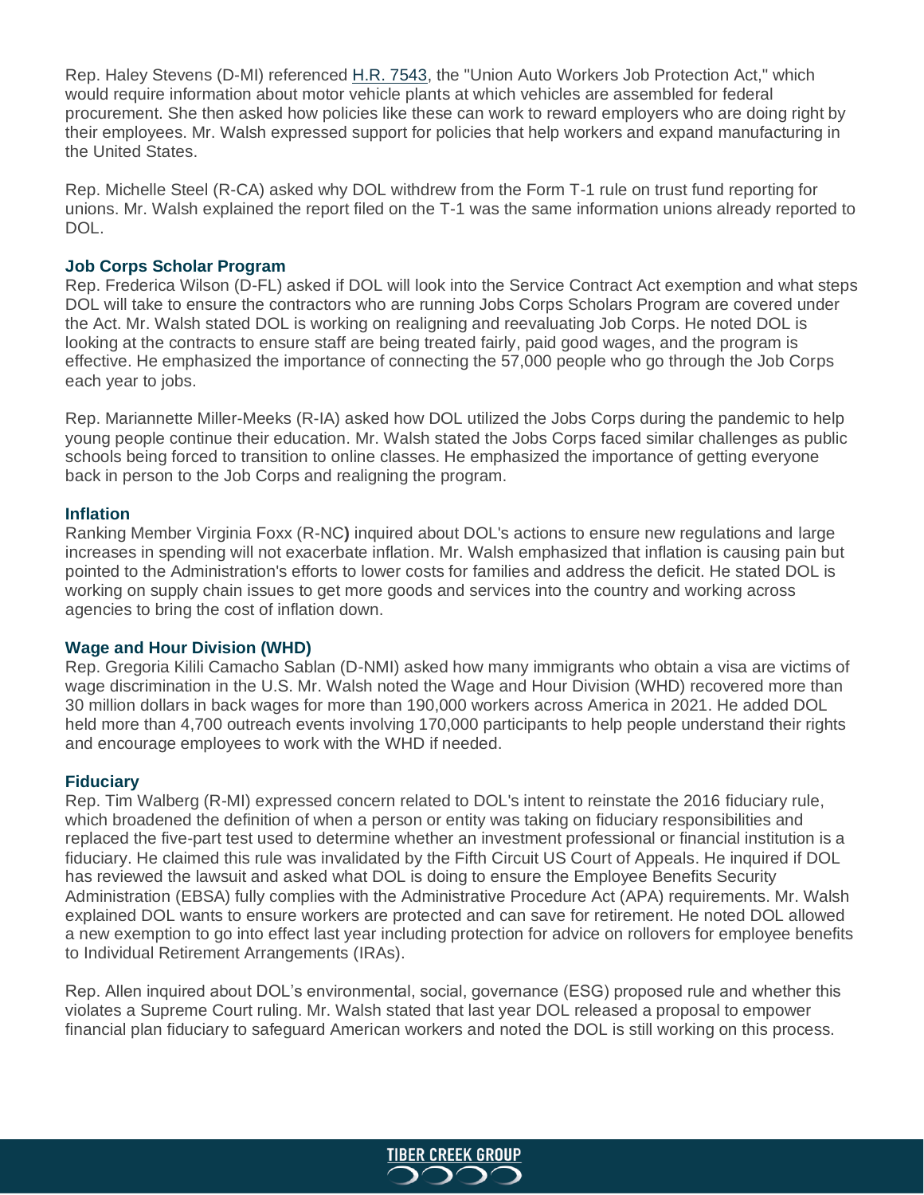Rep. Haley Stevens (D-MI) referenced [H.R. 7543](), the "Union Auto Workers Job Protection Act," which would require information about motor vehicle plants at which vehicles are assembled for federal procurement. She then asked how policies like these can work to reward employers who are doing right by their employees. Mr. Walsh expressed support for policies that help workers and expand manufacturing in the United States.

Rep. Michelle Steel (R-CA) asked why DOL withdrew from the Form T-1 rule on trust fund reporting for unions. Mr. Walsh explained the report filed on the T-1 was the same information unions already reported to DOL.

### Job Corps Scholar Program

Rep. Frederica Wilson (D-FL) asked if DOL will look into the Service Contract Act exemption and what steps DOL will take to ensure the contractors who are running Jobs Corps Scholars Program are covered under the Act. Mr. Walsh stated DOL is working on realigning and reevaluating Job Corps. He noted DOL is looking at the contracts to ensure staff are being treated fairly, paid good wages, and the program is effective. He emphasized the importance of connecting the 57,000 people who go through the Job Corps each year to jobs.

Rep. Mariannette Miller-Meeks (R-IA) asked how DOL utilized the Jobs Corps during the pandemic to help young people continue their education. Mr. Walsh stated the Jobs Corps faced similar challenges as public schools being forced to transition to online classes. He emphasized the importance of getting everyone back in person to the Job Corps and realigning the program.

### Inflation

Ranking Member Virginia Foxx (R-NC**)** inquired about DOL's actions to ensure new regulations and large increases in spending will not exacerbate inflation. Mr. Walsh emphasized that inflation is causing pain but pointed to the Administration's efforts to lower costs for families and address the deficit. He stated DOL is working on supply chain issues to get more goods and services into the country and working across agencies to bring the cost of inflation down.

### Wage and Hour Division (WHD)

Rep. Gregoria Kilili Camacho Sablan (D-NMI) asked how many immigrants who obtain a visa are victims of wage discrimination in the U.S. Mr. Walsh noted the Wage and Hour Division (WHD) recovered more than 30 million dollars in back wages for more than 190,000 workers across America in 2021. He added DOL held more than 4,700 outreach events involving 170,000 participants to help people understand their rights and encourage employees to work with the WHD if needed.

### Fiduciary

Rep. Tim Walberg (R-MI) expressed concern related to DOL's intent to reinstate the 2016 fiduciary rule, which broadened the definition of when a person or entity was taking on fiduciary responsibilities and replaced the five-part test used to determine whether an investment professional or financial institution is a fiduciary. He claimed this rule was invalidated by the Fifth Circuit US Court of Appeals. He inquired if DOL has reviewed the lawsuit and asked what DOL is doing to ensure the Employee Benefits Security Administration (EBSA) fully complies with the Administrative Procedure Act (APA) requirements. Mr. Walsh explained DOL wants to ensure workers are protected and can save for retirement. He noted DOL allowed a new exemption to go into effect last year including protection for advice on rollovers for employee benefits to Individual Retirement Arrangements (IRAs).

Rep. Allen inquired about DOL's environmental, social, governance (ESG) proposed rule and whether this violates a Supreme Court ruling. Mr. Walsh stated that last year DOL released a proposal to empower financial plan fiduciary to safeguard American workers and noted the DOL is still working on this process.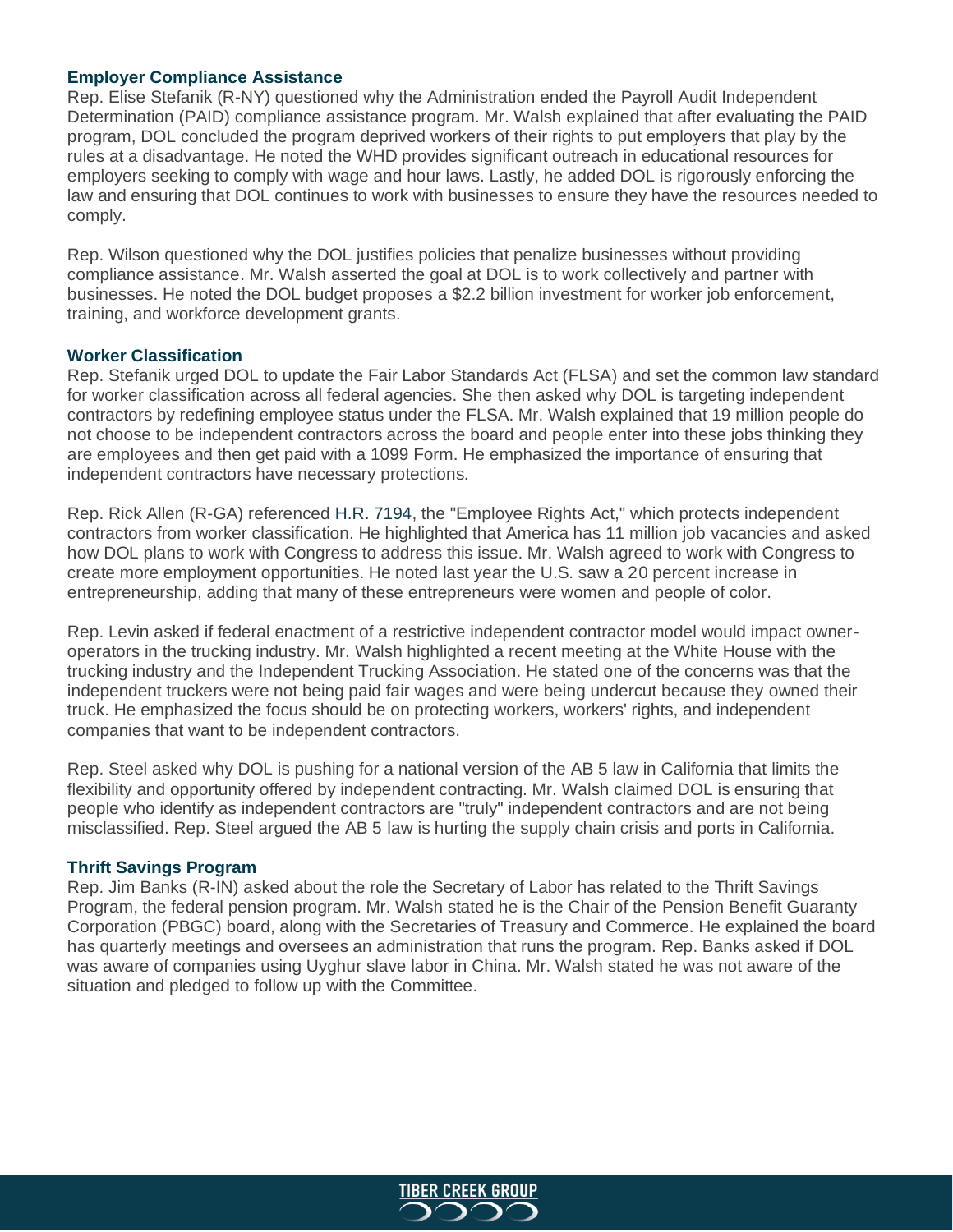### Employer Compliance Assistance

Rep. Elise Stefanik (R-NY) questioned why the Administration ended the Payroll Audit Independent Determination (PAID) compliance assistance program. Mr. Walsh explained that after evaluating the PAID program, DOL concluded the program deprived workers of their rights to put employers that play by the rules at a disadvantage. He noted the WHD provides significant outreach in educational resources for employers seeking to comply with wage and hour laws. Lastly, he added DOL is rigorously enforcing the law and ensuring that DOL continues to work with businesses to ensure they have the resources needed to comply.

Rep. Wilson questioned why the DOL justifies policies that penalize businesses without providing compliance assistance. Mr. Walsh asserted the goal at DOL is to work collectively and partner with businesses. He noted the DOL budget proposes a $2.2 billion investment for worker job enforcement, training, and workforce development grants.

### Worker Classification

Rep. Stefanik urged DOL to update the Fair Labor Standards Act (FLSA) and set the common law standard for worker classification across all federal agencies. She then asked why DOL is targeting independent contractors by redefining employee status under the FLSA. Mr. Walsh explained that 19 million people do not choose to be independent contractors across the board and people enter into these jobs thinking they are employees and then get paid with a 1099 Form. He emphasized the importance of ensuring that independent contractors have necessary protections.

Rep. Rick Allen (R-GA) referenced [H.R. 7194](), the "Employee Rights Act," which protects independent contractors from worker classification. He highlighted that America has 11 million job vacancies and asked how DOL plans to work with Congress to address this issue. Mr. Walsh agreed to work with Congress to create more employment opportunities. He noted last year the U.S. saw a 20 percent increase in entrepreneurship, adding that many of these entrepreneurs were women and people of color.

Rep. Levin asked if federal enactment of a restrictive independent contractor model would impact owner-operators in the trucking industry. Mr. Walsh highlighted a recent meeting at the White House with the trucking industry and the Independent Trucking Association. He stated one of the concerns was that the independent truckers were not being paid fair wages and were being undercut because they owned their truck. He emphasized the focus should be on protecting workers, workers' rights, and independent companies that want to be independent contractors.

Rep. Steel asked why DOL is pushing for a national version of the AB 5 law in California that limits the flexibility and opportunity offered by independent contracting. Mr. Walsh claimed DOL is ensuring that people who identify as independent contractors are "truly" independent contractors and are not being misclassified. Rep. Steel argued the AB 5 law is hurting the supply chain crisis and ports in California.

### Thrift Savings Program

Rep. Jim Banks (R-IN) asked about the role the Secretary of Labor has related to the Thrift Savings Program, the federal pension program. Mr. Walsh stated he is the Chair of the Pension Benefit Guaranty Corporation (PBGC) board, along with the Secretaries of Treasury and Commerce. He explained the board has quarterly meetings and oversees an administration that runs the program. Rep. Banks asked if DOL was aware of companies using Uyghur slave labor in China. Mr. Walsh stated he was not aware of the situation and pledged to follow up with the Committee.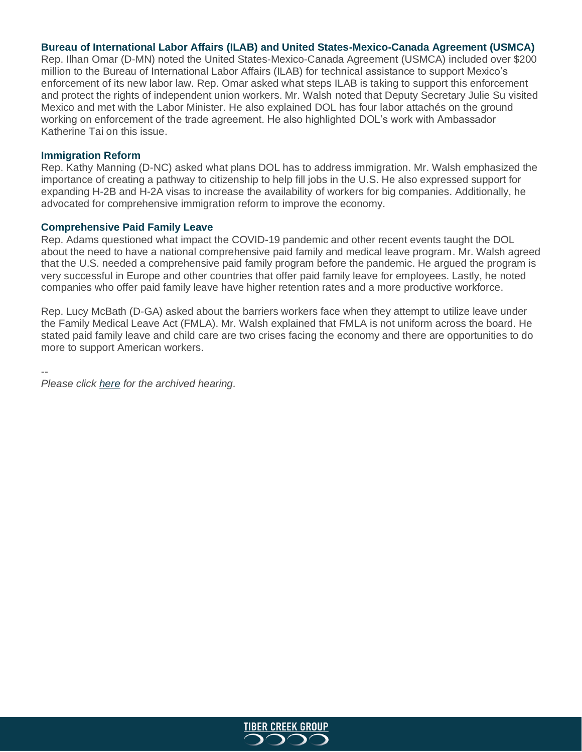### Bureau of International Labor Affairs (ILAB) and United States-Mexico-Canada Agreement (USMCA)

Rep. Ilhan Omar (D-MN) noted the United States-Mexico-Canada Agreement (USMCA) included over $200 million to the Bureau of International Labor Affairs (ILAB) for technical assistance to support Mexico's enforcement of its new labor law. Rep. Omar asked what steps ILAB is taking to support this enforcement and protect the rights of independent union workers. Mr. Walsh noted that Deputy Secretary Julie Su visited Mexico and met with the Labor Minister. He also explained DOL has four labor attachés on the ground working on enforcement of the trade agreement. He also highlighted DOL's work with Ambassador Katherine Tai on this issue.

### Immigration Reform

Rep. Kathy Manning (D-NC) asked what plans DOL has to address immigration. Mr. Walsh emphasized the importance of creating a pathway to citizenship to help fill jobs in the U.S. He also expressed support for expanding H-2B and H-2A visas to increase the availability of workers for big companies. Additionally, he advocated for comprehensive immigration reform to improve the economy.

### Comprehensive Paid Family Leave

Rep. Adams questioned what impact the COVID-19 pandemic and other recent events taught the DOL about the need to have a national comprehensive paid family and medical leave program. Mr. Walsh agreed that the U.S. needed a comprehensive paid family program before the pandemic. He argued the program is very successful in Europe and other countries that offer paid family leave for employees. Lastly, he noted companies who offer paid family leave have higher retention rates and a more productive workforce.

Rep. Lucy McBath (D-GA) asked about the barriers workers face when they attempt to utilize leave under the Family Medical Leave Act (FMLA). Mr. Walsh explained that FMLA is not uniform across the board. He stated paid family leave and child care are two crises facing the economy and there are opportunities to do more to support American workers.

--

*Please click here for the archived hearing.*